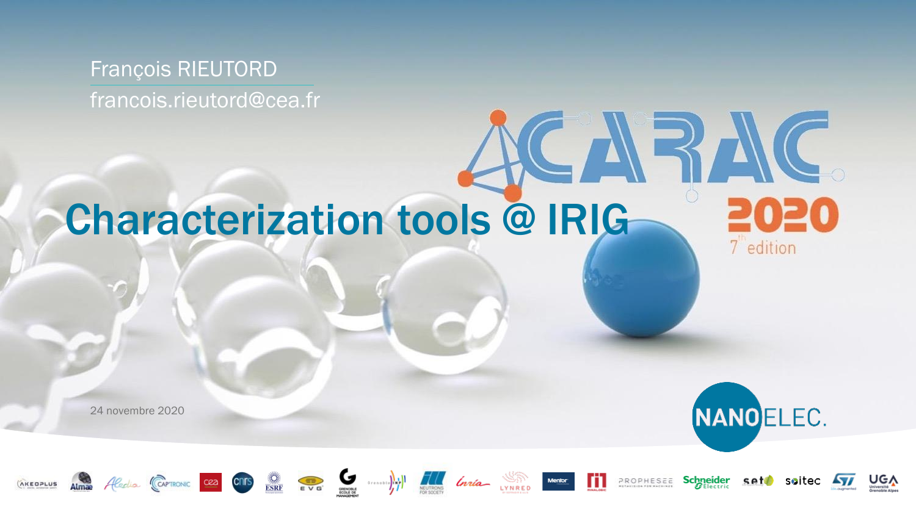François RIEUTORD

francois.rieutord@cea.fr

# Characterization tools @ IRIG

ACARAC 2020

7th edition

24 novembre 2020

NANOELEC.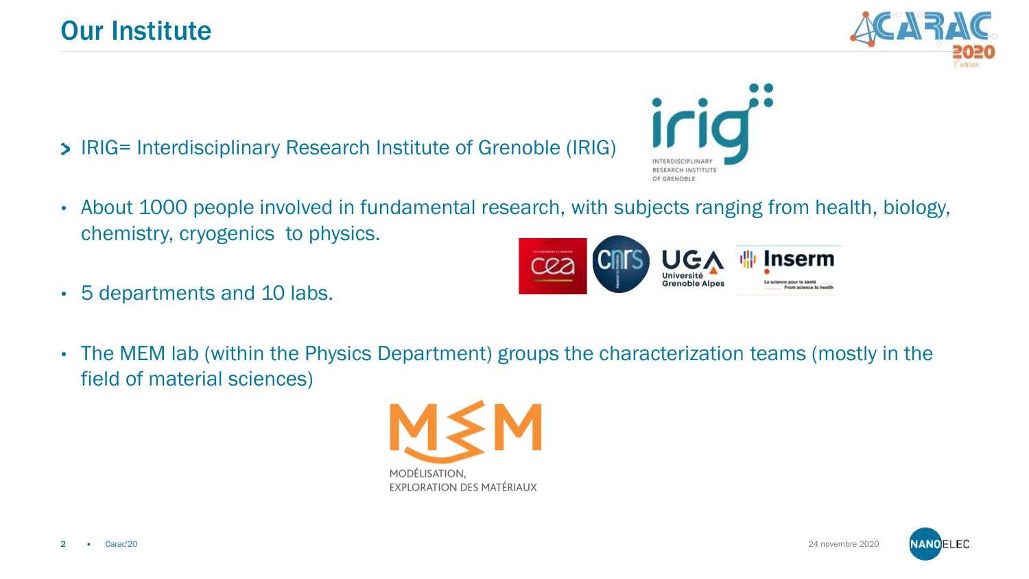# Our Institute

- IRIG= Interdisciplinary Research Institute of Grenoble (IRIG)

- About 1000 people involved in fundamental research, with subjects ranging from health, biology, chemistry, cryogenics to physics.
- 5 departments and 10 labs.
- The MEM lab (within the Physics Department) groups the characterization teams (mostly in the field of material sciences)

MODÉLISATION, EXPLORATION DES MATÉRIAUX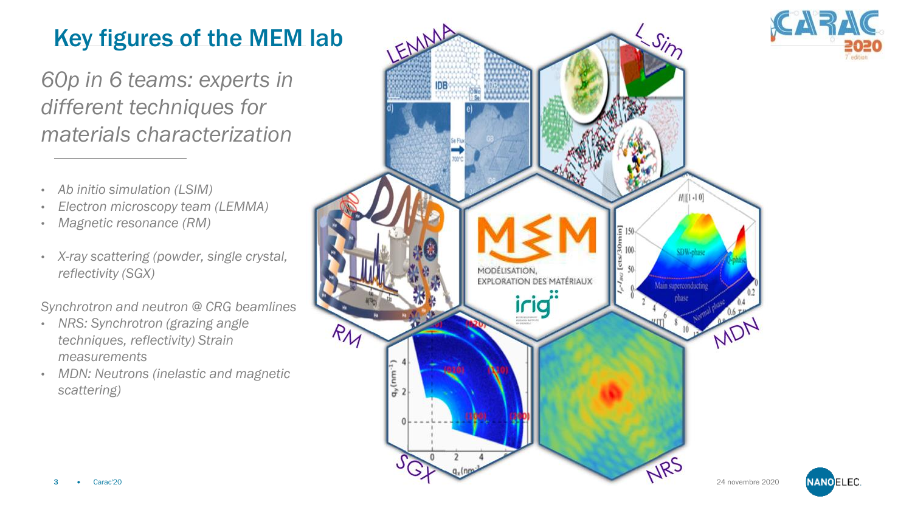# Key figures of the MEM lab

*60p in 6 teams: experts in different techniques for materials characterization*

- *Ab initio simulation (LSIM)*
- *Electron microscopy team (LEMMA)*
- *Magnetic resonance (RM)*
- *X-ray scattering (powder, single crystal, reflectivity (SGX)*

*Synchrotron and neutron @ CRG beamlines*

- *NRS: Synchrotron (grazing angle techniques, reflectivity) Strain measurements*
- *MDN: Neutrons (inelastic and magnetic scattering)*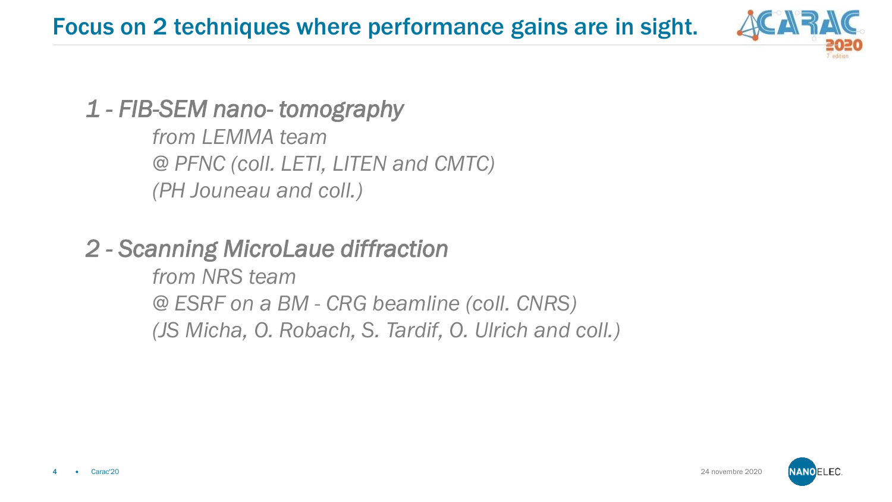# Focus on 2 techniques where performance gains are in sight.

*1 - FIB-SEM nano- tomography*

*from LEMMA team*
*@ PFNC (coll. LETI, LITEN and CMTC)*
*(PH Jouneau and coll.)*

*2 - Scanning MicroLaue diffraction*

*from NRS team*
*@ ESRF on a BM - CRG beamline (coll. CNRS)*
*(JS Micha, O. Robach, S. Tardif, O. Ulrich and coll.)*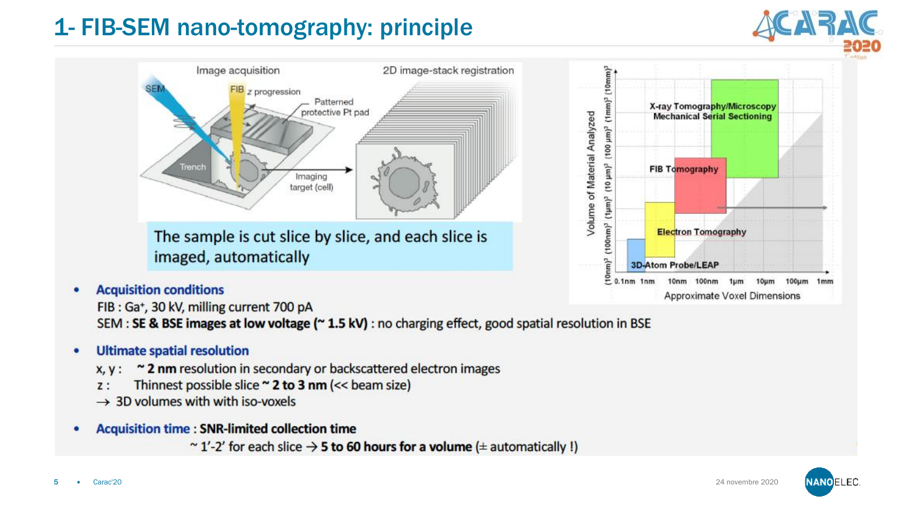# 1- FIB-SEM nano-tomography: principle

The sample is cut slice by slice, and each slice is imaged, automatically

- **Acquisition conditions**

  FIB : $Ga^+$, 30 kV, milling current 700 pA

  SEM : **SE & BSE images at low voltage (~ 1.5 kV)** : no charging effect, good spatial resolution in BSE

- **Ultimate spatial resolution**

  x, y : **~ 2 nm** resolution in secondary or backscattered electron images

  z : Thinnest possible slice **~ 2 to 3 nm** (<< beam size)

  → 3D volumes with with iso-voxels

- **Acquisition time** : **SNR-limited collection time**

  ~ 1'-2' for each slice → **5 to 60 hours for a volume** (± automatically !)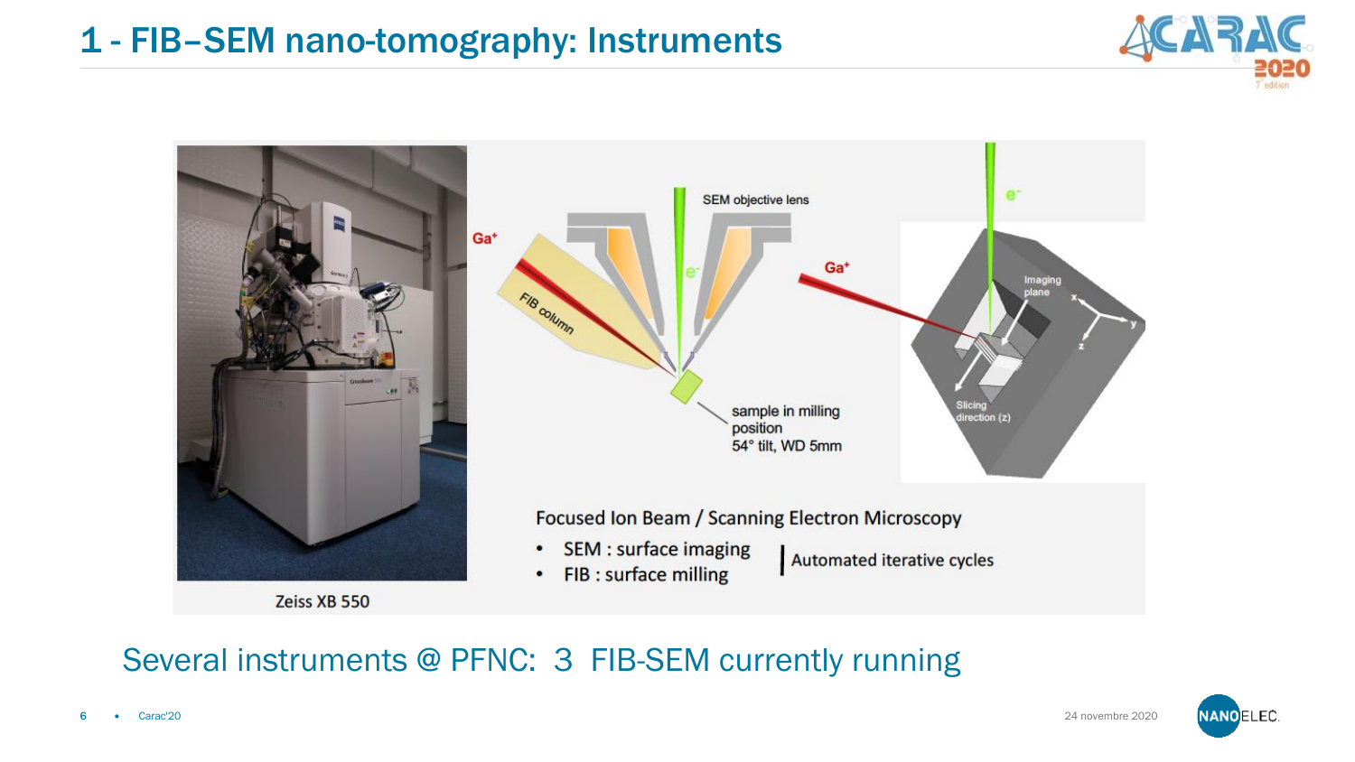# 1 - FIB–SEM nano-tomography: Instruments

Zeiss XB 550

SEM objective lens

$Ga^+$

FIB column

$e^-$

sample in milling position
54° tilt, WD 5mm

$Ga^+$

$e^-$

Imaging plane

Slicing direction (z)

Focused Ion Beam / Scanning Electron Microscopy

- SEM : surface imaging
- FIB : surface milling

Automated iterative cycles

Several instruments @ PFNC: 3 FIB-SEM currently running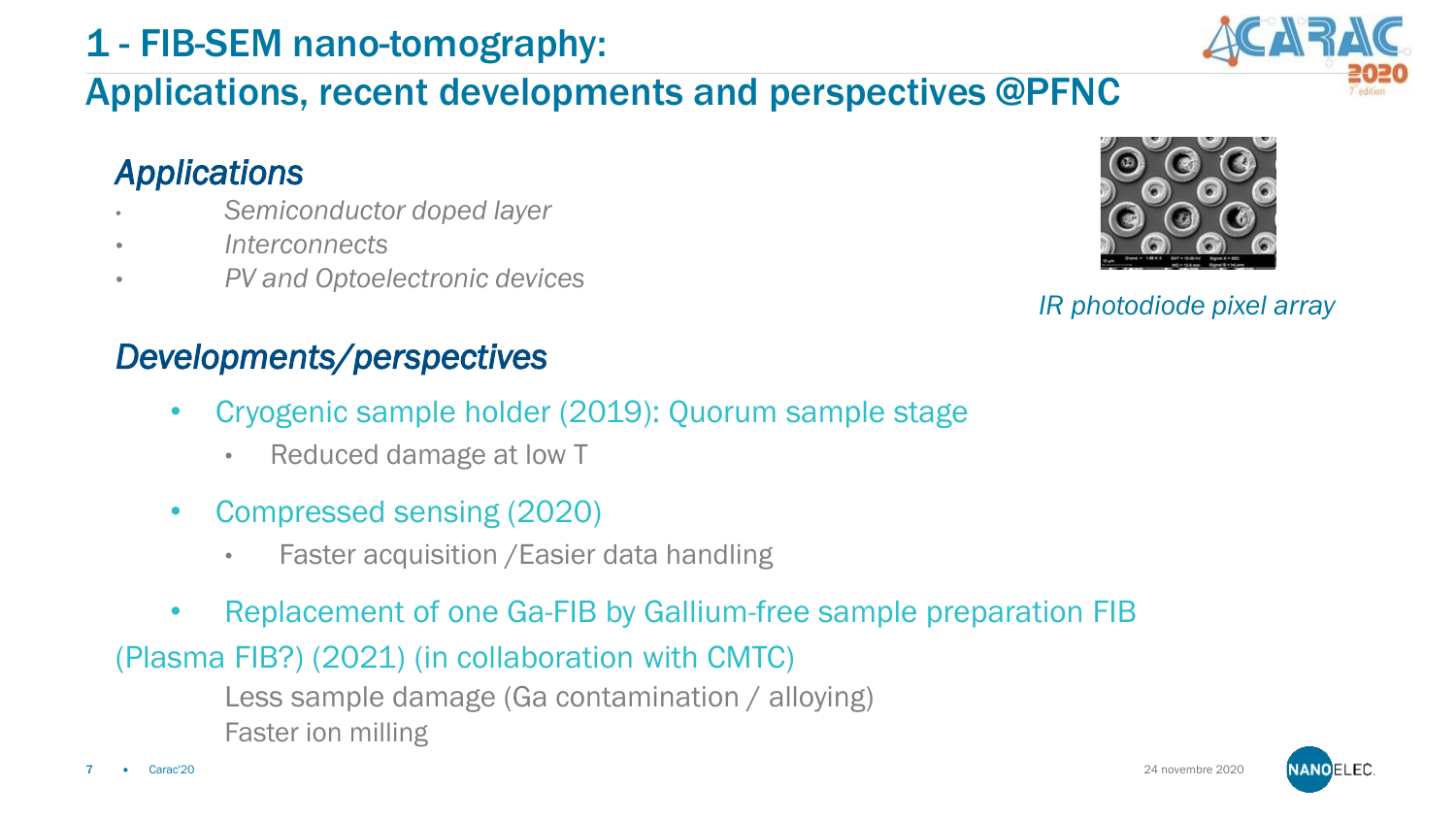# 1 - FIB-SEM nano-tomography:

## Applications, recent developments and perspectives @PFNC

### *Applications*

- *Semiconductor doped layer*
- *Interconnects*
- *PV and Optoelectronic devices*

*IR photodiode pixel array*

### *Developments/perspectives*

- Cryogenic sample holder (2019): Quorum sample stage
  - Reduced damage at low T
- Compressed sensing (2020)
  - Faster acquisition /Easier data handling
- Replacement of one Ga-FIB by Gallium-free sample preparation FIB (Plasma FIB?) (2021) (in collaboration with CMTC)

  Less sample damage (Ga contamination / alloying)

  Faster ion milling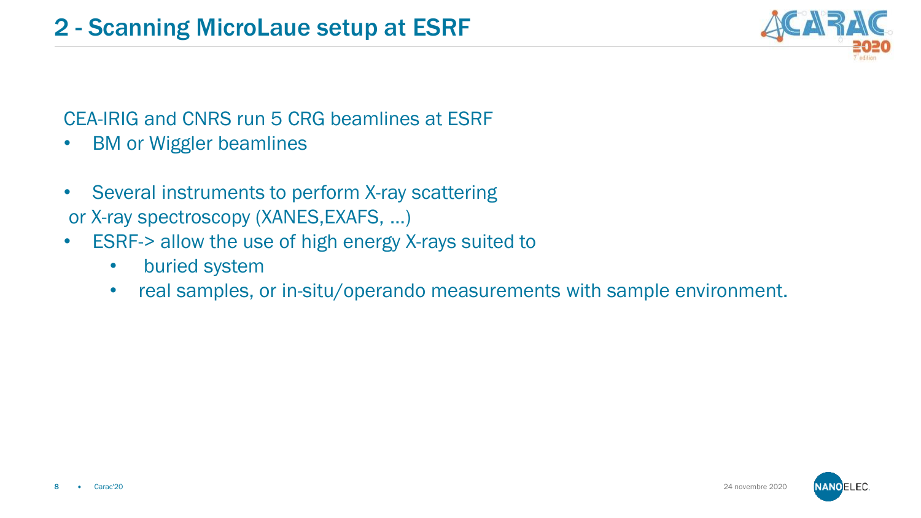## 2 - Scanning MicroLaue setup at ESRF

CEA-IRIG and CNRS run 5 CRG beamlines at ESRF

- BM or Wiggler beamlines

- Several instruments to perform X-ray scattering or X-ray spectroscopy (XANES,EXAFS, …)
- ESRF-> allow the use of high energy X-rays suited to
  - buried system
  - real samples, or in-situ/operando measurements with sample environment.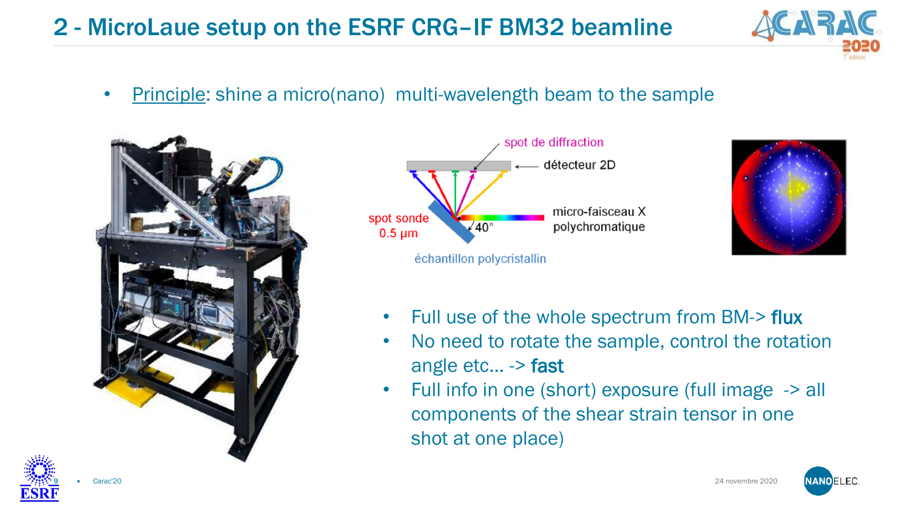# 2 - MicroLaue setup on the ESRF CRG–IF BM32 beamline

- Principle: shine a micro(nano) multi-wavelength beam to the sample

spot de diffraction

détecteur 2D

spot sonde 0.5 µm

40°

micro-faisceau X polychromatique

échantillon polycristallin

- Full use of the whole spectrum from BM-> **flux**
- No need to rotate the sample, control the rotation angle etc… -> **fast**
- Full info in one (short) exposure (full image -> all components of the shear strain tensor in one shot at one place)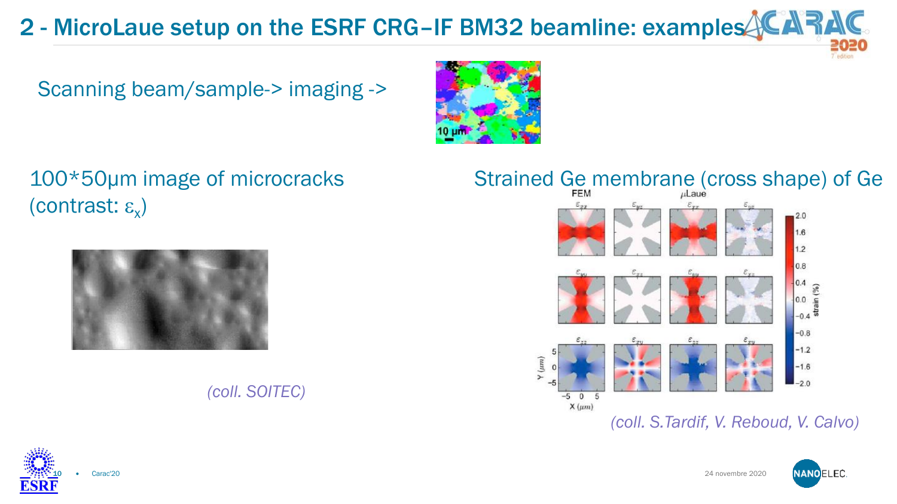## 2 - MicroLaue setup on the ESRF CRG–IF BM32 beamline: examples

Scanning beam/sample-> imaging ->

100*50µm image of microcracks (contrast: $\varepsilon_x$)

*(coll. SOITEC)*

Strained Ge membrane (cross shape) of Ge

*(coll. S.Tardif, V. Reboud, V. Calvo)*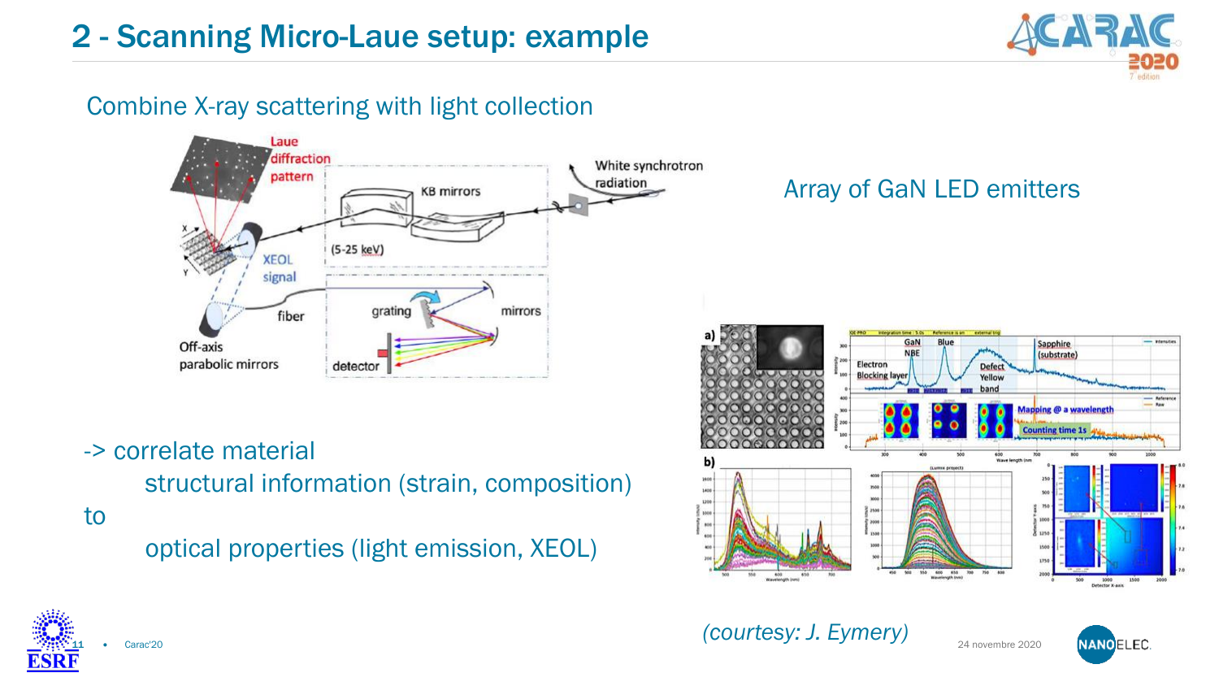# 2 - Scanning Micro-Laue setup: example

Combine X-ray scattering with light collection

Array of GaN LED emitters

-> correlate material

structural information (strain, composition)

to

optical properties (light emission, XEOL)

*(courtesy: J. Eymery)*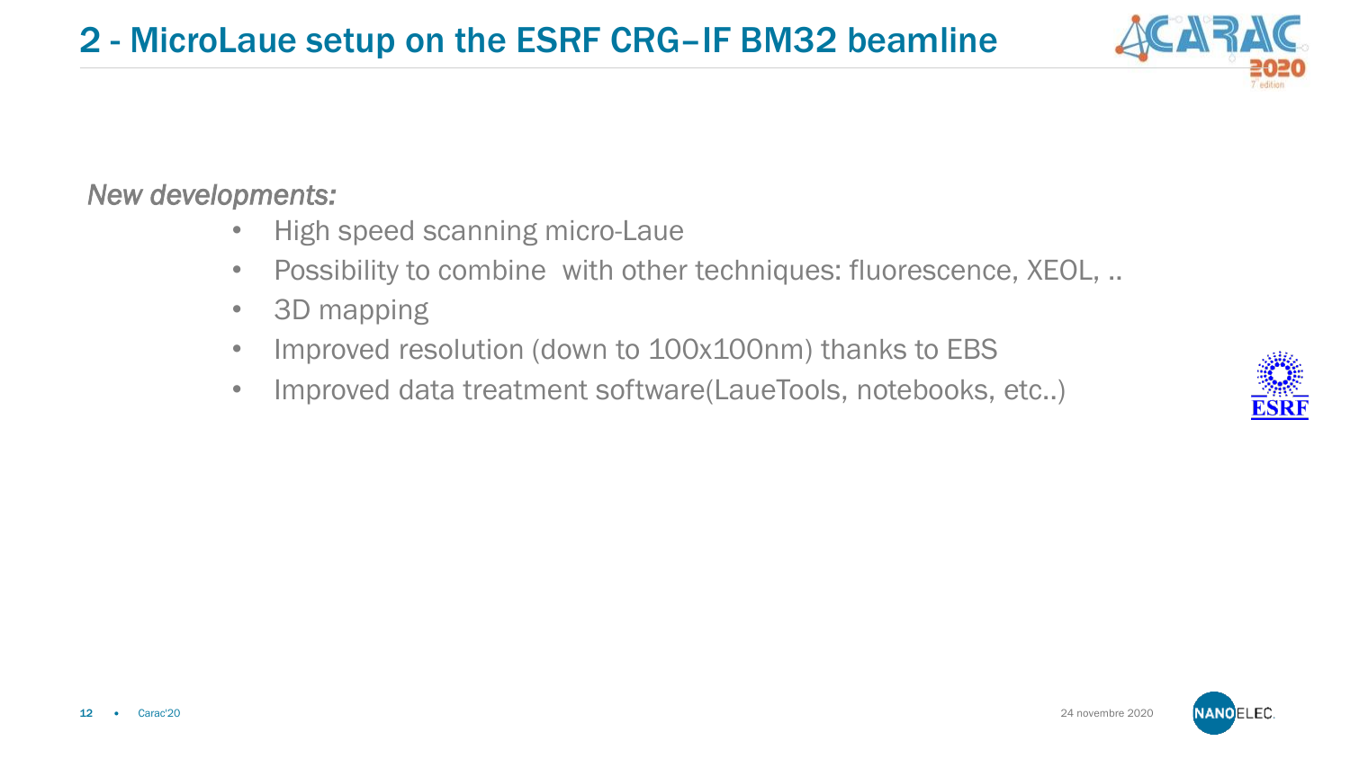# 2 - MicroLaue setup on the ESRF CRG–IF BM32 beamline

*New developments:*

- High speed scanning micro-Laue
- Possibility to combine  with other techniques: fluorescence, XEOL, ..
- 3D mapping
- Improved resolution (down to 100x100nm) thanks to EBS
- Improved data treatment software(LaueTools, notebooks, etc..)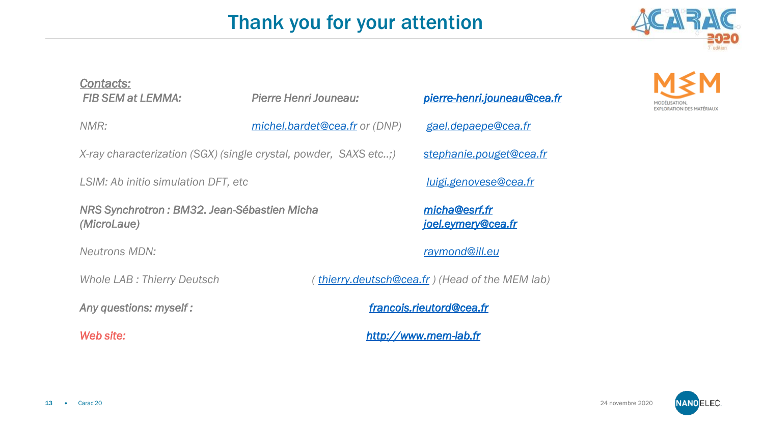# Thank you for your attention

***Contacts:***

| | | |
|---|---|---|
| ***FIB SEM at LEMMA:*** | ***Pierre Henri Jouneau:*** | ***pierre-henri.jouneau@cea.fr*** |
| *NMR:* | *michel.bardet@cea.fr or (DNP)* | *gael.depaepe@cea.fr* |
| *X-ray characterization (SGX) (single crystal, powder, SAXS etc..;)* | | *stephanie.pouget@cea.fr* |
| *LSIM: Ab initio simulation DFT, etc* | | *luigi.genovese@cea.fr* |
| ***NRS Synchrotron : BM32. Jean-Sébastien Micha (MicroLaue)*** | | ***micha@esrf.fr*** ***joel.eymery@cea.fr*** |
| *Neutrons MDN:* | | *raymond@ill.eu* |
| *Whole LAB : Thierry Deutsch* | *( thierry.deutsch@cea.fr ) (Head of the MEM lab)* | |
| ***Any questions: myself :*** | ***francois.rieutord@cea.fr*** | |
| ***Web site:*** | ***http://www.mem-lab.fr*** | |

24 novembre 2020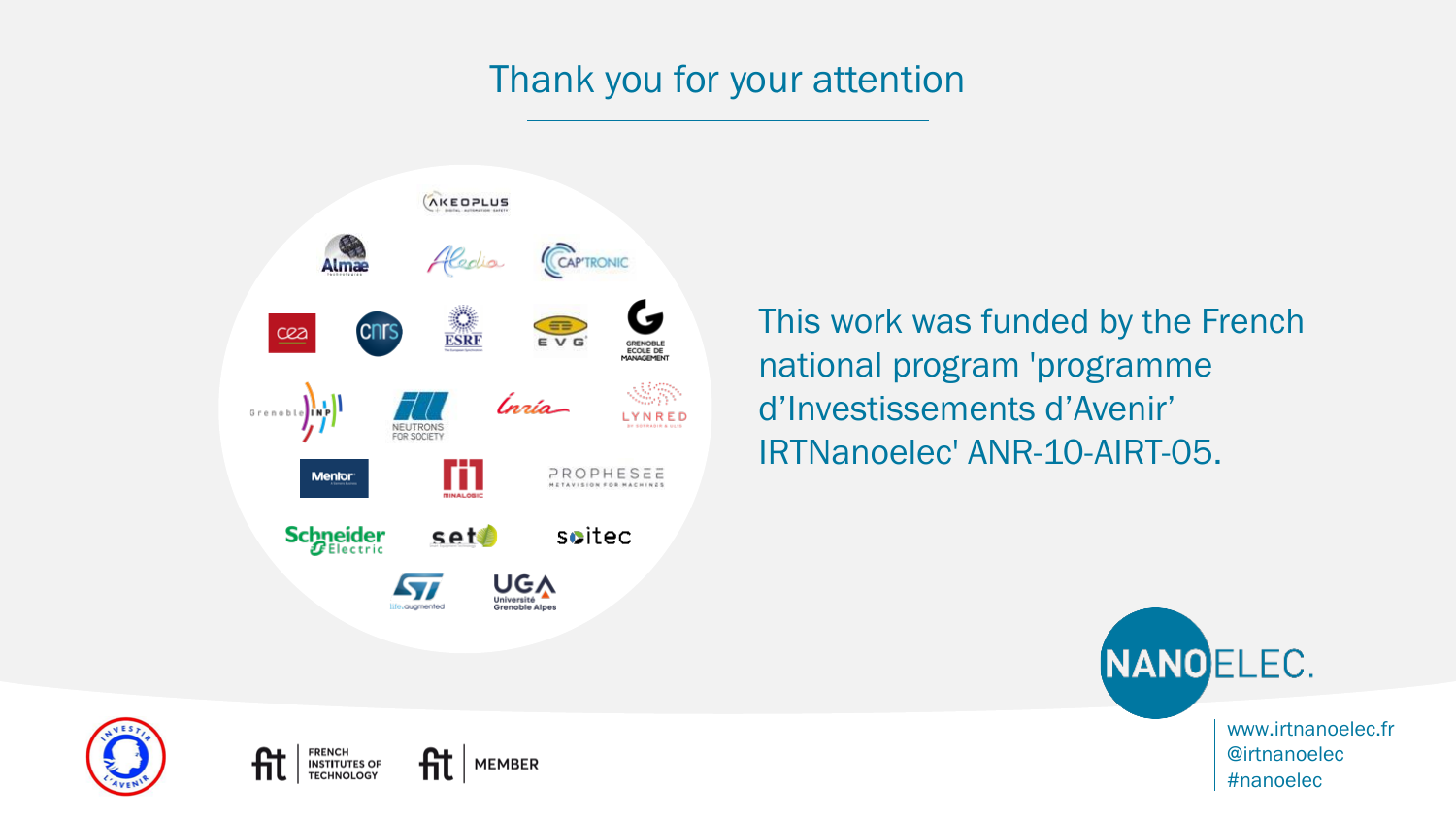# Thank you for your attention

This work was funded by the French national program 'programme d'Investissements d'Avenir' IRTNanoelec' ANR-10-AIRT-05.

www.irtnanoelec.fr
@irtnanoelec
#nanoelec